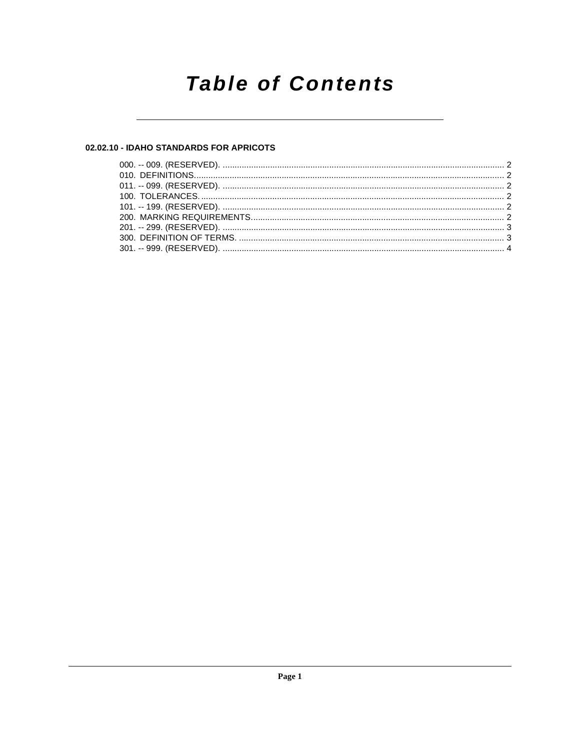# Table of Contents

## 02.02.10 - IDAHO STANDARDS FOR APRICOTS

000. -- 009. (RESERVED). ........................................................................................................................ 2
010. DEFINITIONS................................................................................................................................... 2
011. -- 099. (RESERVED). ........................................................................................................................ 2
100. TOLERANCES. ................................................................................................................................. 2
101. -- 199. (RESERVED). ........................................................................................................................ 2
200. MARKING REQUIREMENTS........................................................................................................... 2
201. -- 299. (RESERVED). ........................................................................................................................ 3
300. DEFINITION OF TERMS. ................................................................................................................. 3
301. -- 999. (RESERVED). ........................................................................................................................ 4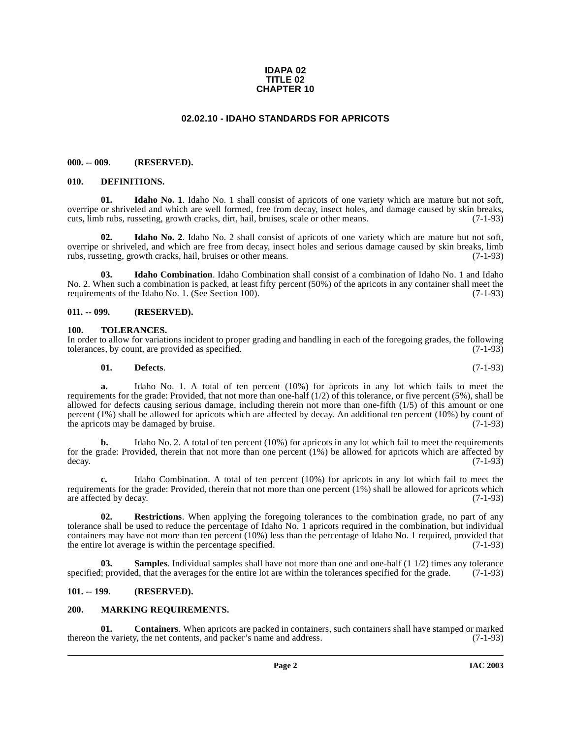**IDAPA 02**
**TITLE 02**
**CHAPTER 10**

# 02.02.10 - IDAHO STANDARDS FOR APRICOTS

## 000. -- 009. (RESERVED).

## 010. DEFINITIONS.

**01. Idaho No. 1**. Idaho No. 1 shall consist of apricots of one variety which are mature but not soft, overripe or shriveled and which are well formed, free from decay, insect holes, and damage caused by skin breaks, cuts, limb rubs, russeting, growth cracks, dirt, hail, bruises, scale or other means. (7-1-93)

**02. Idaho No. 2**. Idaho No. 2 shall consist of apricots of one variety which are mature but not soft, overripe or shriveled, and which are free from decay, insect holes and serious damage caused by skin breaks, limb rubs, russeting, growth cracks, hail, bruises or other means. (7-1-93)

**03. Idaho Combination**. Idaho Combination shall consist of a combination of Idaho No. 1 and Idaho No. 2. When such a combination is packed, at least fifty percent (50%) of the apricots in any container shall meet the requirements of the Idaho No. 1. (See Section 100). (7-1-93)

## 011. -- 099. (RESERVED).

## 100. TOLERANCES.

In order to allow for variations incident to proper grading and handling in each of the foregoing grades, the following tolerances, by count, are provided as specified. (7-1-93)

**01. Defects**. (7-1-93)

**a.** Idaho No. 1. A total of ten percent (10%) for apricots in any lot which fails to meet the requirements for the grade: Provided, that not more than one-half (1/2) of this tolerance, or five percent (5%), shall be allowed for defects causing serious damage, including therein not more than one-fifth (1/5) of this amount or one percent (1%) shall be allowed for apricots which are affected by decay. An additional ten percent (10%) by count of the apricots may be damaged by bruise. (7-1-93)

**b.** Idaho No. 2. A total of ten percent (10%) for apricots in any lot which fail to meet the requirements for the grade: Provided, therein that not more than one percent (1%) be allowed for apricots which are affected by decay. (7-1-93)

**c.** Idaho Combination. A total of ten percent (10%) for apricots in any lot which fail to meet the requirements for the grade: Provided, therein that not more than one percent (1%) shall be allowed for apricots which are affected by decay. (7-1-93)

**02. Restrictions**. When applying the foregoing tolerances to the combination grade, no part of any tolerance shall be used to reduce the percentage of Idaho No. 1 apricots required in the combination, but individual containers may have not more than ten percent (10%) less than the percentage of Idaho No. 1 required, provided that the entire lot average is within the percentage specified. (7-1-93)

**03. Samples**. Individual samples shall have not more than one and one-half (1 1/2) times any tolerance specified; provided, that the averages for the entire lot are within the tolerances specified for the grade. (7-1-93)

## 101. -- 199. (RESERVED).

## 200. MARKING REQUIREMENTS.

**01. Containers**. When apricots are packed in containers, such containers shall have stamped or marked thereon the variety, the net contents, and packer's name and address. (7-1-93)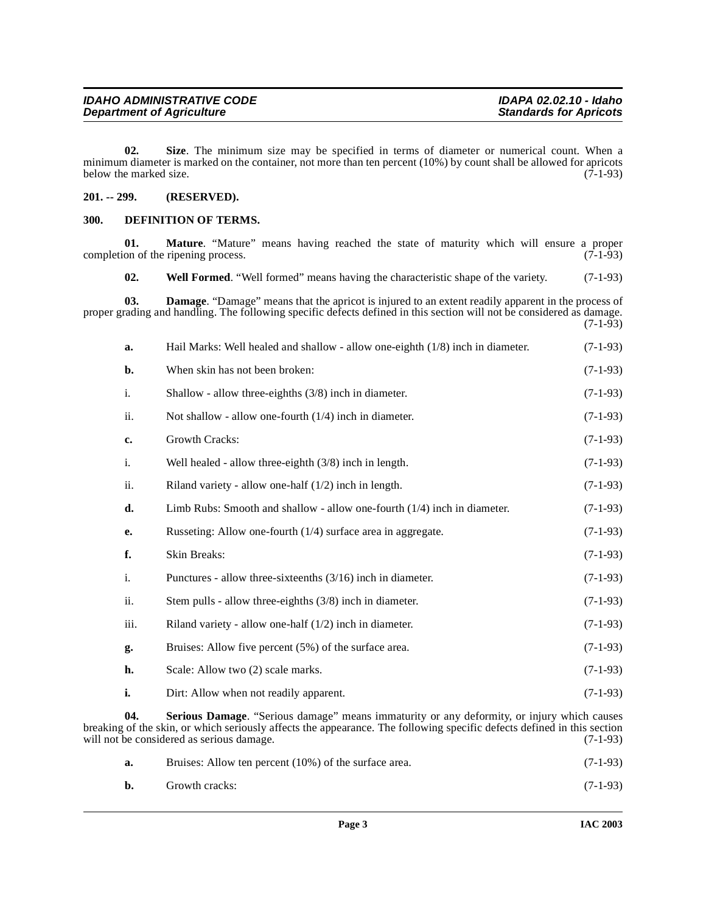**02. Size**. The minimum size may be specified in terms of diameter or numerical count. When a minimum diameter is marked on the container, not more than ten percent (10%) by count shall be allowed for apricots below the marked size. (7-1-93)

## 201. -- 299. (RESERVED).

## 300. DEFINITION OF TERMS.

**01. Mature**. "Mature" means having reached the state of maturity which will ensure a proper completion of the ripening process. (7-1-93)

**02. Well Formed**. "Well formed" means having the characteristic shape of the variety. (7-1-93)

**03. Damage**. "Damage" means that the apricot is injured to an extent readily apparent in the process of proper grading and handling. The following specific defects defined in this section will not be considered as damage. (7-1-93)

**a.** Hail Marks: Well healed and shallow - allow one-eighth (1/8) inch in diameter. (7-1-93)

**b.** When skin has not been broken: (7-1-93)

i. Shallow - allow three-eighths (3/8) inch in diameter. (7-1-93)

ii. Not shallow - allow one-fourth (1/4) inch in diameter. (7-1-93)

**c.** Growth Cracks: (7-1-93)

i. Well healed - allow three-eighth (3/8) inch in length. (7-1-93)

ii. Riland variety - allow one-half (1/2) inch in length. (7-1-93)

**d.** Limb Rubs: Smooth and shallow - allow one-fourth (1/4) inch in diameter. (7-1-93)

**e.** Russeting: Allow one-fourth (1/4) surface area in aggregate. (7-1-93)

**f.** Skin Breaks: (7-1-93)

i. Punctures - allow three-sixteenths (3/16) inch in diameter. (7-1-93)

ii. Stem pulls - allow three-eighths (3/8) inch in diameter. (7-1-93)

iii. Riland variety - allow one-half (1/2) inch in diameter. (7-1-93)

**g.** Bruises: Allow five percent (5%) of the surface area. (7-1-93)

**h.** Scale: Allow two (2) scale marks. (7-1-93)

**i.** Dirt: Allow when not readily apparent. (7-1-93)

**04. Serious Damage**. "Serious damage" means immaturity or any deformity, or injury which causes breaking of the skin, or which seriously affects the appearance. The following specific defects defined in this section will not be considered as serious damage. (7-1-93)

**a.** Bruises: Allow ten percent (10%) of the surface area. (7-1-93)

**b.** Growth cracks: (7-1-93)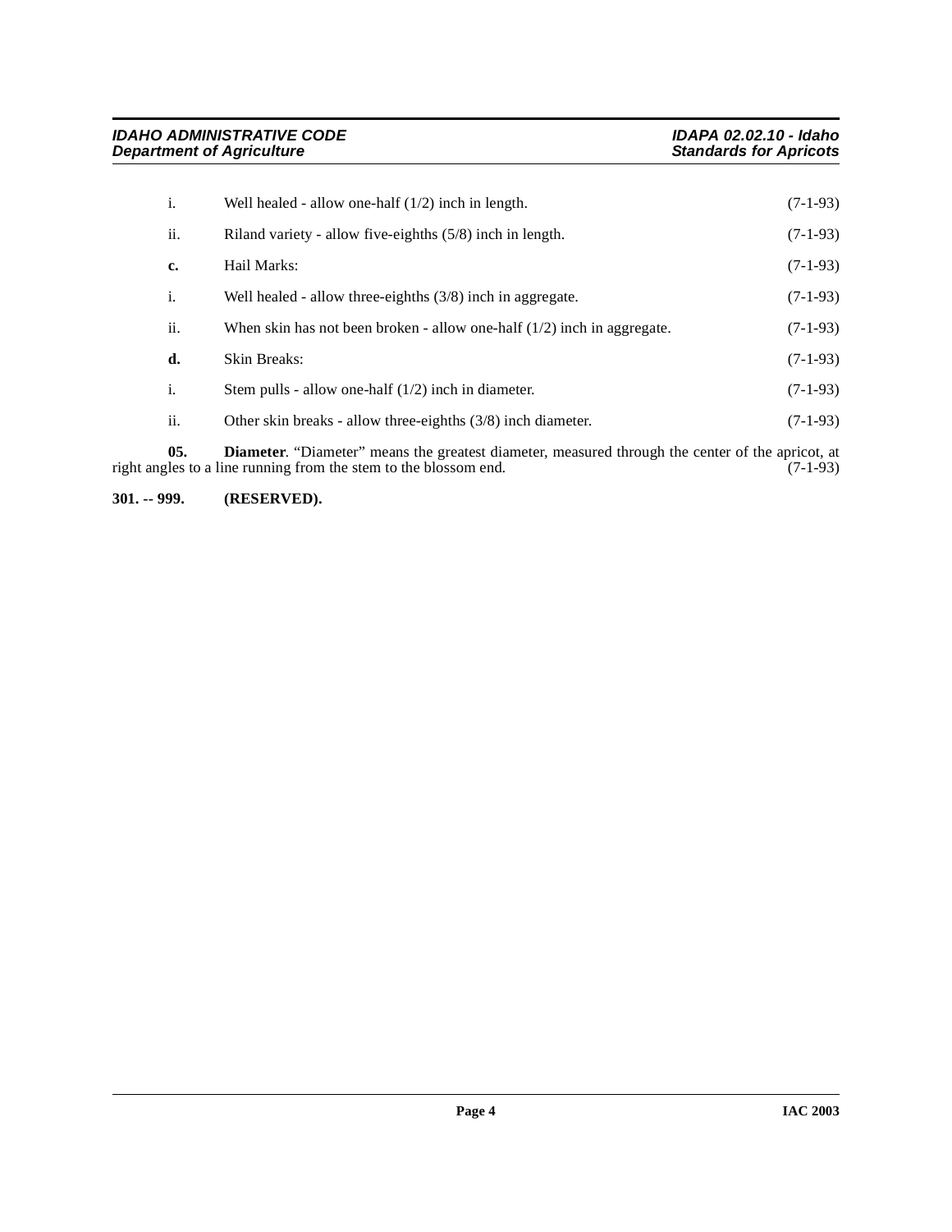i. Well healed - allow one-half (1/2) inch in length. (7-1-93)

ii. Riland variety - allow five-eighths (5/8) inch in length. (7-1-93)

**c.** Hail Marks: (7-1-93)

i. Well healed - allow three-eighths (3/8) inch in aggregate. (7-1-93)

ii. When skin has not been broken - allow one-half (1/2) inch in aggregate. (7-1-93)

**d.** Skin Breaks: (7-1-93)

i. Stem pulls - allow one-half (1/2) inch in diameter. (7-1-93)

ii. Other skin breaks - allow three-eighths (3/8) inch diameter. (7-1-93)

**05. Diameter**. "Diameter" means the greatest diameter, measured through the center of the apricot, at right angles to a line running from the stem to the blossom end. (7-1-93)

**301. -- 999. (RESERVED).**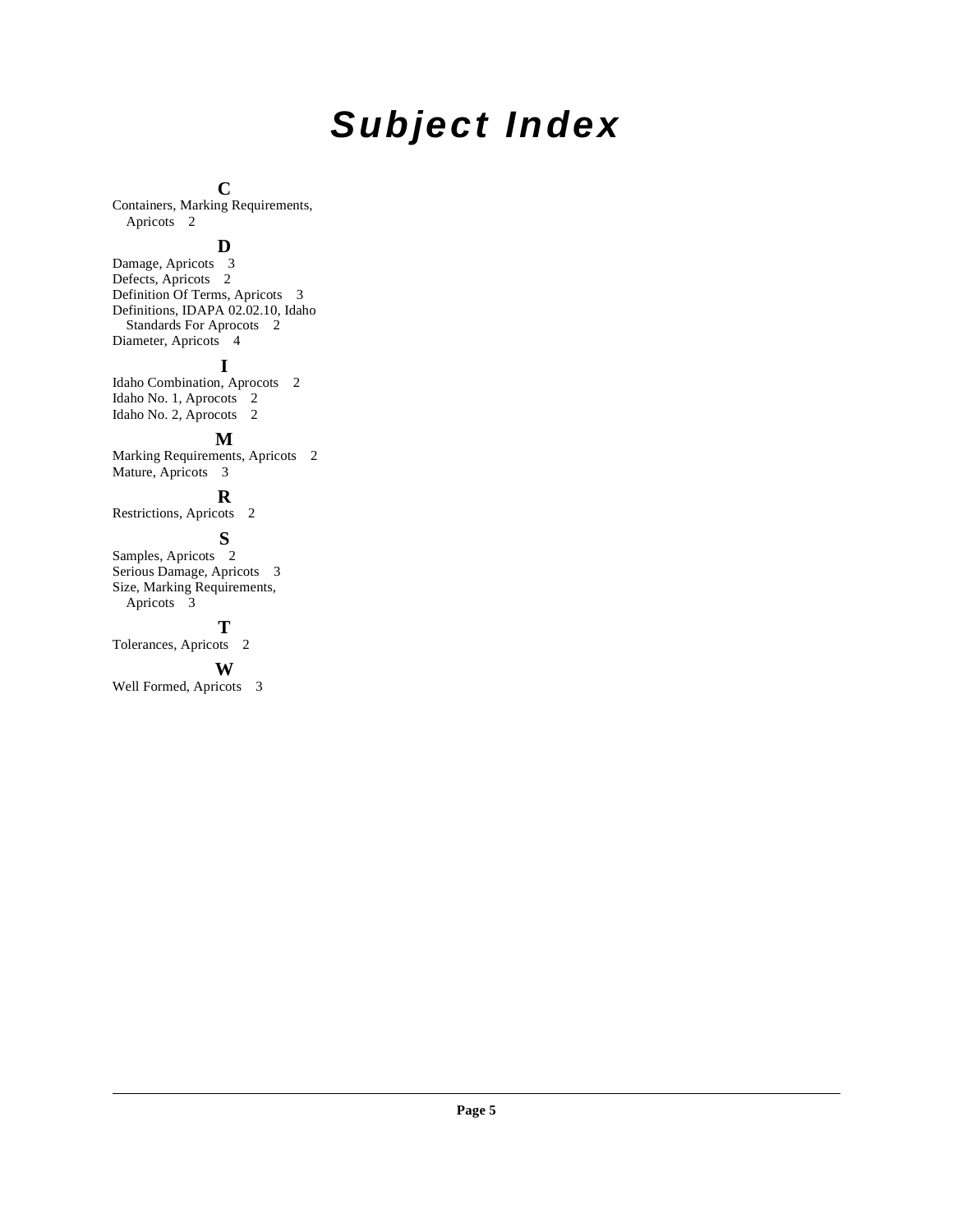# Subject Index

**C**

Containers, Marking Requirements, Apricots 2

**D**

Damage, Apricots 3
Defects, Apricots 2
Definition Of Terms, Apricots 3
Definitions, IDAPA 02.02.10, Idaho Standards For Aprocots 2
Diameter, Apricots 4

**I**

Idaho Combination, Aprocots 2
Idaho No. 1, Aprocots 2
Idaho No. 2, Aprocots 2

**M**

Marking Requirements, Apricots 2
Mature, Apricots 3

**R**

Restrictions, Apricots 2

**S**

Samples, Apricots 2
Serious Damage, Apricots 3
Size, Marking Requirements, Apricots 3

**T**

Tolerances, Apricots 2

**W**

Well Formed, Apricots 3